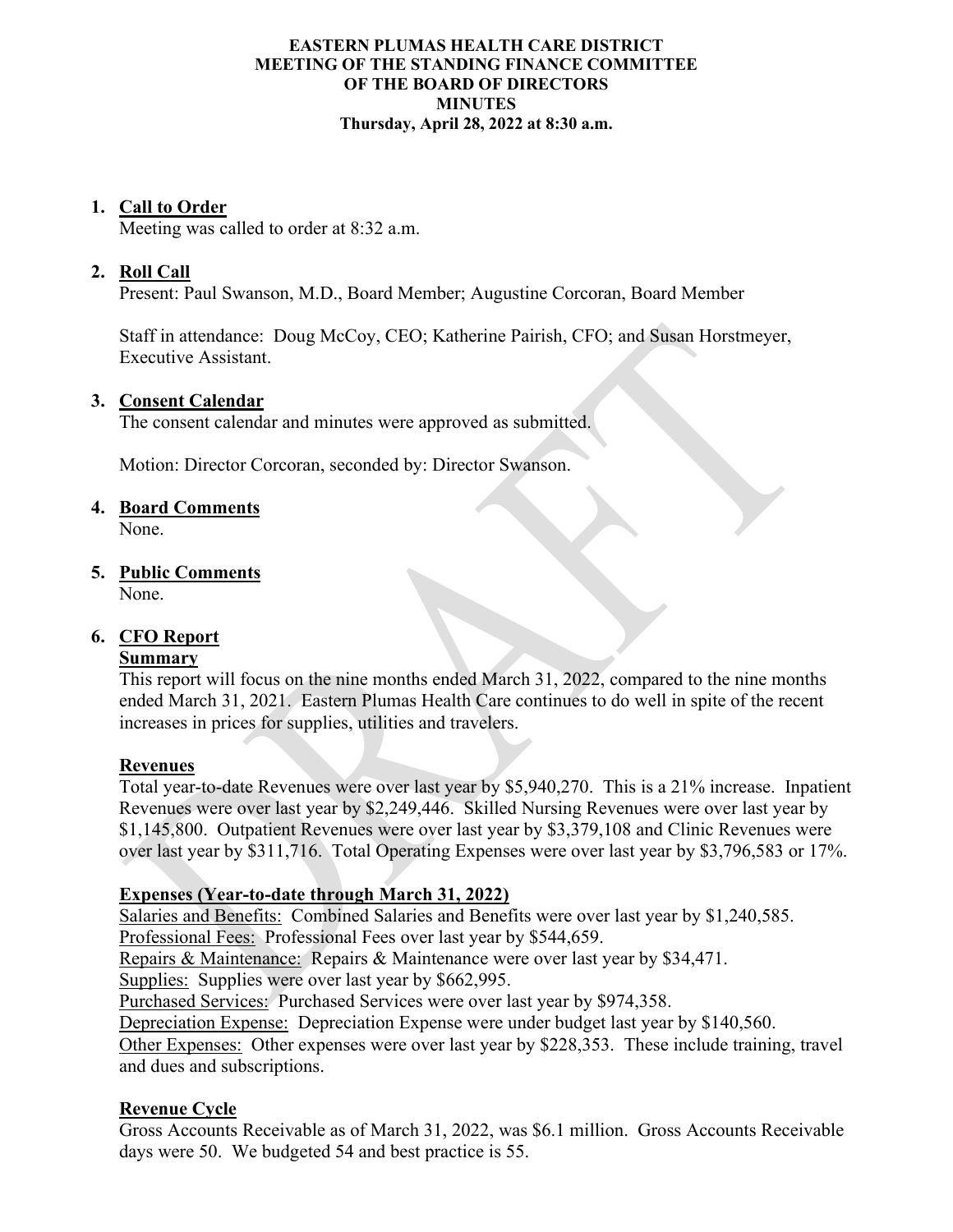**EASTERN PLUMAS HEALTH CARE DISTRICT**
**MEETING OF THE STANDING FINANCE COMMITTEE**
**OF THE BOARD OF DIRECTORS**
**MINUTES**
**Thursday, April 28, 2022 at 8:30 a.m.**

1. **Call to Order**
   Meeting was called to order at 8:32 a.m.

2. **Roll Call**
   Present: Paul Swanson, M.D., Board Member; Augustine Corcoran, Board Member

   Staff in attendance: Doug McCoy, CEO; Katherine Pairish, CFO; and Susan Horstmeyer, Executive Assistant.

3. **Consent Calendar**
   The consent calendar and minutes were approved as submitted.

   Motion: Director Corcoran, seconded by: Director Swanson.

4. **Board Comments**
   None.

5. **Public Comments**
   None.

6. **CFO Report**

   **Summary**
   This report will focus on the nine months ended March 31, 2022, compared to the nine months ended March 31, 2021. Eastern Plumas Health Care continues to do well in spite of the recent increases in prices for supplies, utilities and travelers.

   **Revenues**
   Total year-to-date Revenues were over last year by $5,940,270. This is a 21% increase. Inpatient Revenues were over last year by $2,249,446. Skilled Nursing Revenues were over last year by $1,145,800. Outpatient Revenues were over last year by $3,379,108 and Clinic Revenues were over last year by $311,716. Total Operating Expenses were over last year by $3,796,583 or 17%.

   **Expenses (Year-to-date through March 31, 2022)**
   Salaries and Benefits: Combined Salaries and Benefits were over last year by $1,240,585.
   Professional Fees: Professional Fees over last year by $544,659.
   Repairs & Maintenance: Repairs & Maintenance were over last year by $34,471.
   Supplies: Supplies were over last year by $662,995.
   Purchased Services: Purchased Services were over last year by $974,358.
   Depreciation Expense: Depreciation Expense were under budget last year by $140,560.
   Other Expenses: Other expenses were over last year by $228,353. These include training, travel and dues and subscriptions.

   **Revenue Cycle**
   Gross Accounts Receivable as of March 31, 2022, was $6.1 million. Gross Accounts Receivable days were 50. We budgeted 54 and best practice is 55.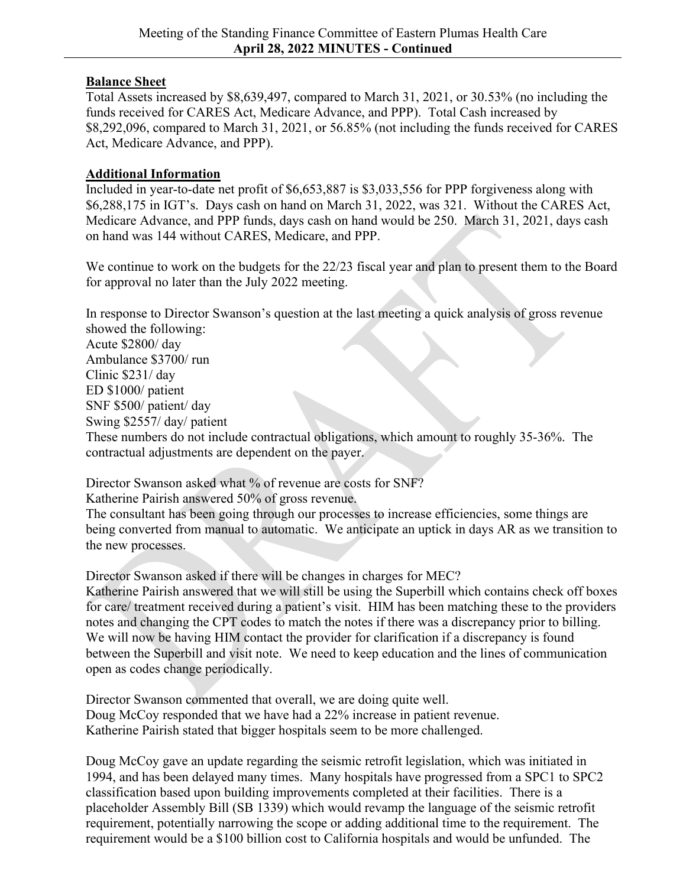## Balance Sheet

Total Assets increased by $8,639,497, compared to March 31, 2021, or 30.53% (no including the funds received for CARES Act, Medicare Advance, and PPP). Total Cash increased by $8,292,096, compared to March 31, 2021, or 56.85% (not including the funds received for CARES Act, Medicare Advance, and PPP).

## Additional Information

Included in year-to-date net profit of $6,653,887 is $3,033,556 for PPP forgiveness along with $6,288,175 in IGT's. Days cash on hand on March 31, 2022, was 321. Without the CARES Act, Medicare Advance, and PPP funds, days cash on hand would be 250. March 31, 2021, days cash on hand was 144 without CARES, Medicare, and PPP.

We continue to work on the budgets for the 22/23 fiscal year and plan to present them to the Board for approval no later than the July 2022 meeting.

In response to Director Swanson's question at the last meeting a quick analysis of gross revenue showed the following:
Acute $2800/ day
Ambulance $3700/ run
Clinic $231/ day
ED $1000/ patient
SNF $500/ patient/ day
Swing $2557/ day/ patient
These numbers do not include contractual obligations, which amount to roughly 35-36%. The contractual adjustments are dependent on the payer.

Director Swanson asked what % of revenue are costs for SNF?
Katherine Pairish answered 50% of gross revenue.
The consultant has been going through our processes to increase efficiencies, some things are being converted from manual to automatic. We anticipate an uptick in days AR as we transition to the new processes.

Director Swanson asked if there will be changes in charges for MEC?
Katherine Pairish answered that we will still be using the Superbill which contains check off boxes for care/ treatment received during a patient's visit. HIM has been matching these to the providers notes and changing the CPT codes to match the notes if there was a discrepancy prior to billing. We will now be having HIM contact the provider for clarification if a discrepancy is found between the Superbill and visit note. We need to keep education and the lines of communication open as codes change periodically.

Director Swanson commented that overall, we are doing quite well.
Doug McCoy responded that we have had a 22% increase in patient revenue.
Katherine Pairish stated that bigger hospitals seem to be more challenged.

Doug McCoy gave an update regarding the seismic retrofit legislation, which was initiated in 1994, and has been delayed many times. Many hospitals have progressed from a SPC1 to SPC2 classification based upon building improvements completed at their facilities. There is a placeholder Assembly Bill (SB 1339) which would revamp the language of the seismic retrofit requirement, potentially narrowing the scope or adding additional time to the requirement. The requirement would be a $100 billion cost to California hospitals and would be unfunded. The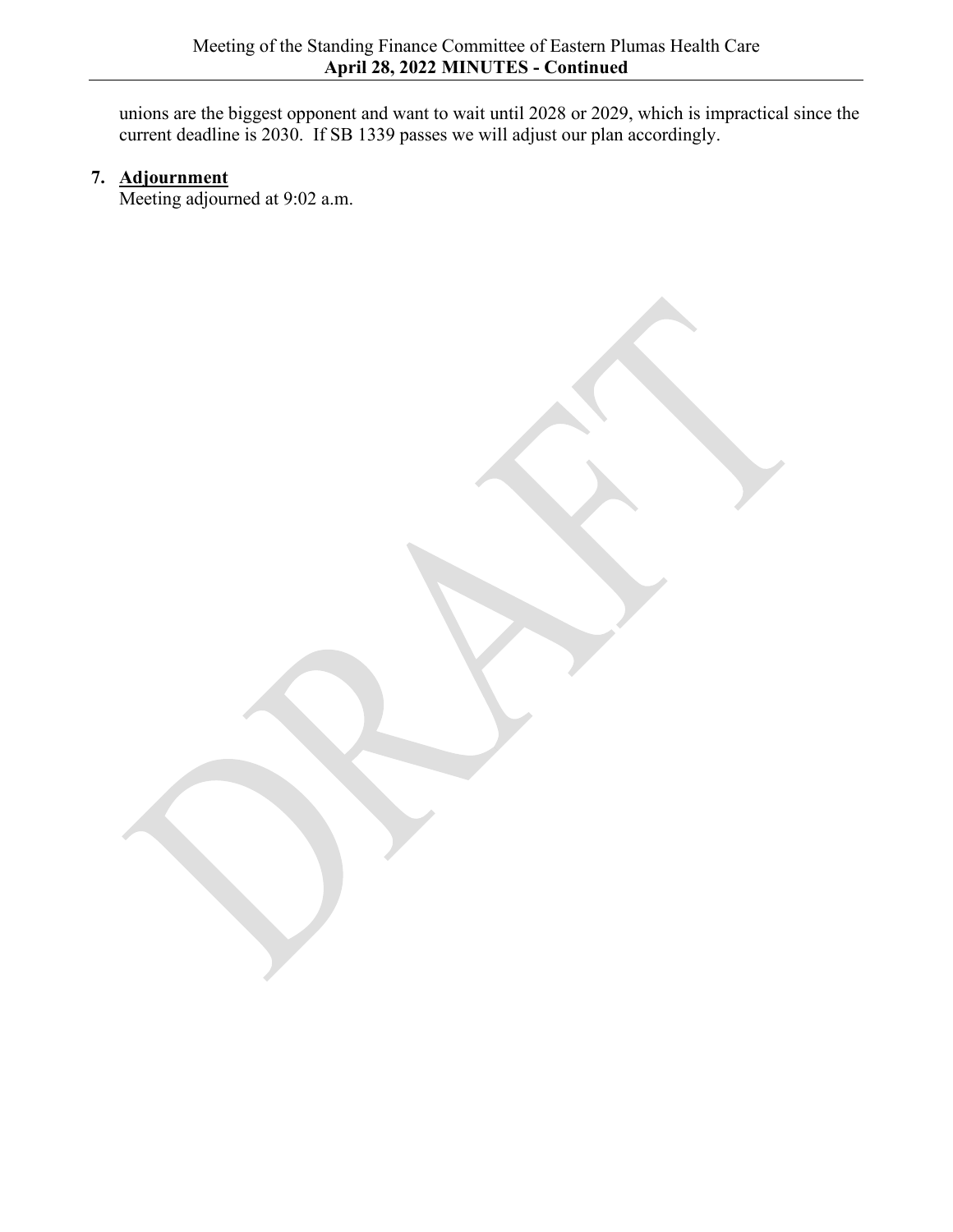unions are the biggest opponent and want to wait until 2028 or 2029, which is impractical since the current deadline is 2030. If SB 1339 passes we will adjust our plan accordingly.

7. **Adjournment**
   Meeting adjourned at 9:02 a.m.

DRAFT